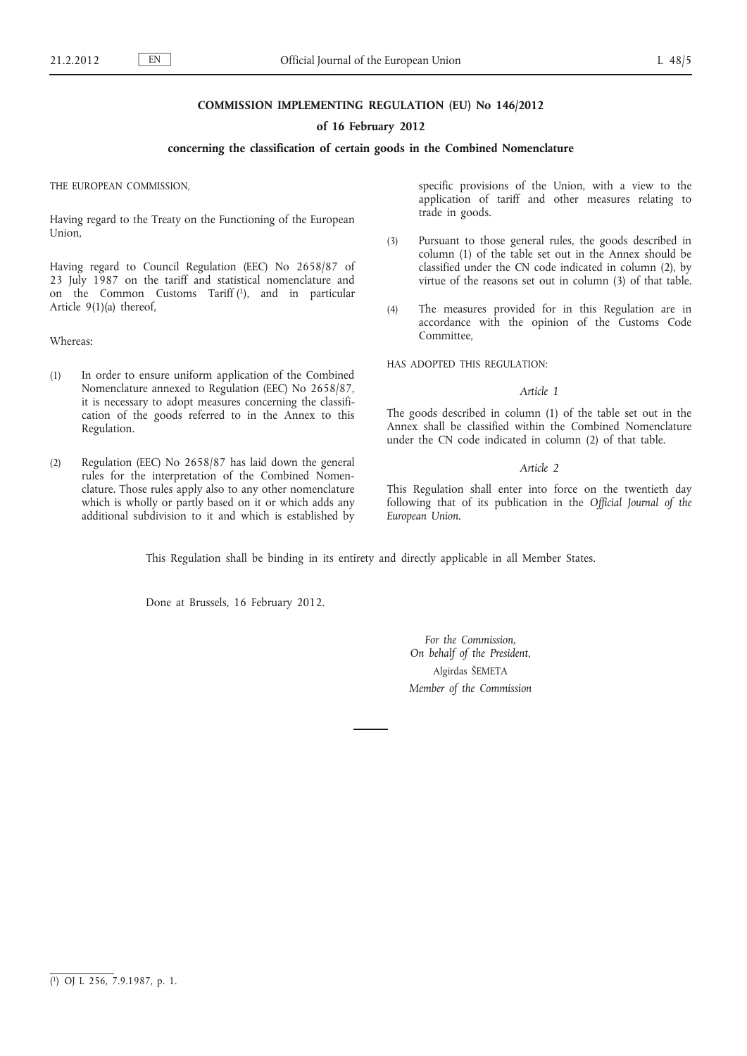# COMMISSION IMPLEMENTING REGULATION (EU) No 146/2012

## of 16 February 2012

## concerning the classification of certain goods in the Combined Nomenclature

THE EUROPEAN COMMISSION,

Having regard to the Treaty on the Functioning of the European Union,

Having regard to Council Regulation (EEC) No 2658/87 of 23 July 1987 on the tariff and statistical nomenclature and on the Common Customs Tariff [1], and in particular Article 9(1)(a) thereof,

Whereas:

(1) In order to ensure uniform application of the Combined Nomenclature annexed to Regulation (EEC) No 2658/87, it is necessary to adopt measures concerning the classification of the goods referred to in the Annex to this Regulation.

(2) Regulation (EEC) No 2658/87 has laid down the general rules for the interpretation of the Combined Nomenclature. Those rules apply also to any other nomenclature which is wholly or partly based on it or which adds any additional subdivision to it and which is established by specific provisions of the Union, with a view to the application of tariff and other measures relating to trade in goods.

(3) Pursuant to those general rules, the goods described in column (1) of the table set out in the Annex should be classified under the CN code indicated in column (2), by virtue of the reasons set out in column (3) of that table.

(4) The measures provided for in this Regulation are in accordance with the opinion of the Customs Code Committee,

HAS ADOPTED THIS REGULATION:

*Article 1*

The goods described in column (1) of the table set out in the Annex shall be classified within the Combined Nomenclature under the CN code indicated in column (2) of that table.

*Article 2*

This Regulation shall enter into force on the twentieth day following that of its publication in the *Official Journal of the European Union*.

This Regulation shall be binding in its entirety and directly applicable in all Member States.

Done at Brussels, 16 February 2012.

*For the Commission,*
*On behalf of the President,*
Algirdas ŠEMETA
*Member of the Commission*

---

[1] OJ L 256, 7.9.1987, p. 1.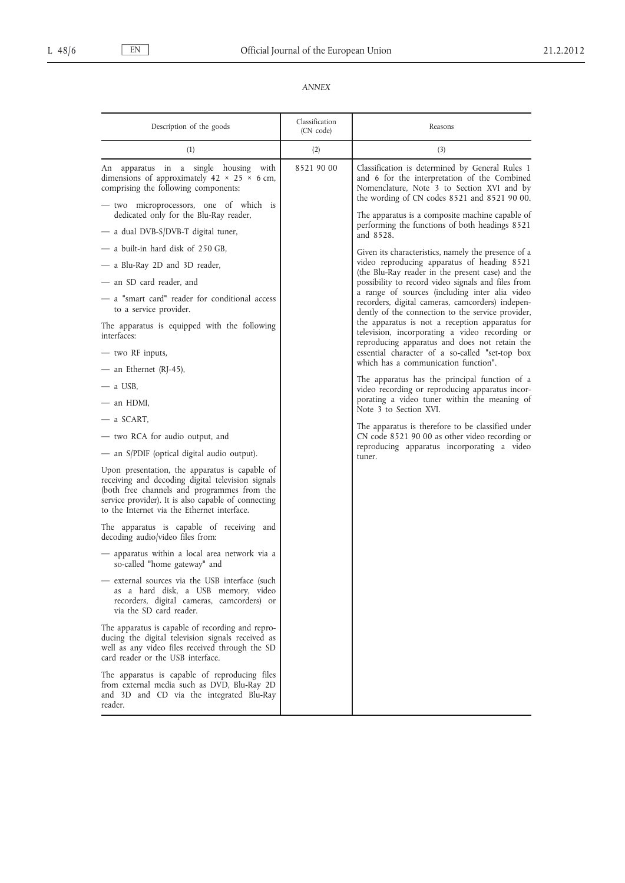*ANNEX*

| Description of the goods | Classification (CN code) | Reasons |
|---|---|---|
| (1) | (2) | (3) |
| An apparatus in a single housing with dimensions of approximately 42 × 25 × 6 cm, comprising the following components:<br>— two microprocessors, one of which is dedicated only for the Blu-Ray reader,<br>— a dual DVB-S/DVB-T digital tuner,<br>— a built-in hard disk of 250 GB,<br>— a Blu-Ray 2D and 3D reader,<br>— an SD card reader, and<br>— a "smart card" reader for conditional access to a service provider.<br>The apparatus is equipped with the following interfaces:<br>— two RF inputs,<br>— an Ethernet (RJ-45),<br>— a USB,<br>— an HDMI,<br>— a SCART,<br>— two RCA for audio output, and<br>— an S/PDIF (optical digital audio output).<br>Upon presentation, the apparatus is capable of receiving and decoding digital television signals (both free channels and programmes from the service provider). It is also capable of connecting to the Internet via the Ethernet interface.<br>The apparatus is capable of receiving and decoding audio/video files from:<br>— apparatus within a local area network via a so-called "home gateway" and<br>— external sources via the USB interface (such as a hard disk, a USB memory, video recorders, digital cameras, camcorders) or via the SD card reader.<br>The apparatus is capable of recording and reproducing the digital television signals received as well as any video files received through the SD card reader or the USB interface.<br>The apparatus is capable of reproducing files from external media such as DVD, Blu-Ray 2D and 3D and CD via the integrated Blu-Ray reader. | 8521 90 00 | Classification is determined by General Rules 1 and 6 for the interpretation of the Combined Nomenclature, Note 3 to Section XVI and by the wording of CN codes 8521 and 8521 90 00.<br>The apparatus is a composite machine capable of performing the functions of both headings 8521 and 8528.<br>Given its characteristics, namely the presence of a video reproducing apparatus of heading 8521 (the Blu-Ray reader in the present case) and the possibility to record video signals and files from a range of sources (including inter alia video recorders, digital cameras, camcorders) independently of the connection to the service provider, the apparatus is not a reception apparatus for television, incorporating a video recording or reproducing apparatus and does not retain the essential character of a so-called "set-top box which has a communication function".<br>The apparatus has the principal function of a video recording or reproducing apparatus incorporating a video tuner within the meaning of Note 3 to Section XVI.<br>The apparatus is therefore to be classified under CN code 8521 90 00 as other video recording or reproducing apparatus incorporating a video tuner. |